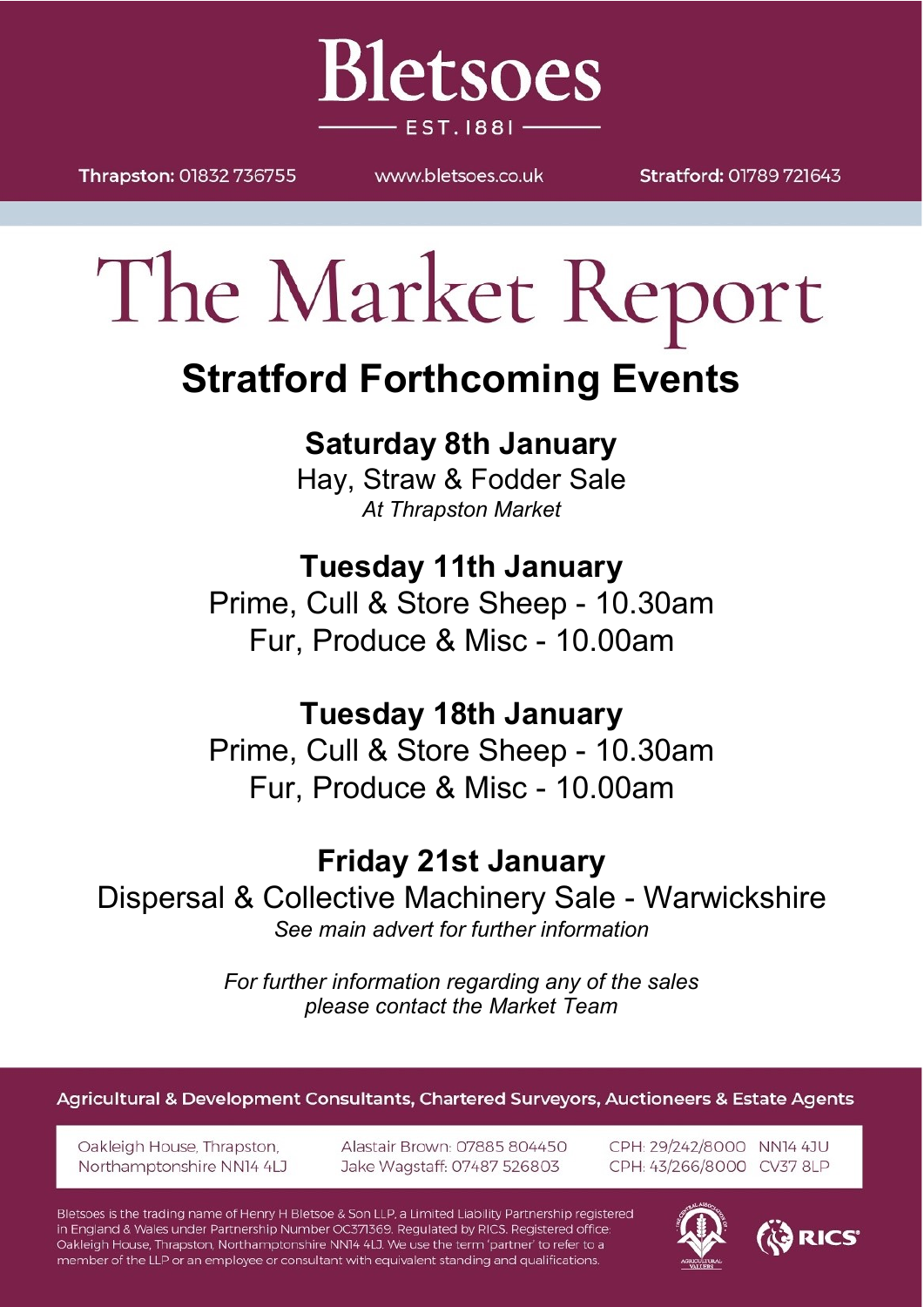# Bletsoes

EST. 1881

**Thrapston:** 01832 736755 | www.bletsoes.co.uk | **Stratford:** 01789 721643

# The Market Report

## Stratford Forthcoming Events

### Saturday 8th January

Hay, Straw & Fodder Sale

*At Thrapston Market*

### Tuesday 11th January

Prime, Cull & Store Sheep - 10.30am

Fur, Produce & Misc - 10.00am

### Tuesday 18th January

Prime, Cull & Store Sheep - 10.30am

Fur, Produce & Misc - 10.00am

### Friday 21st January

Dispersal & Collective Machinery Sale - Warwickshire

*See main advert for further information*

*For further information regarding any of the sales please contact the Market Team*

Agricultural & Development Consultants, Chartered Surveyors, Auctioneers & Estate Agents

Oakleigh House, Thrapston, Northamptonshire NN14 4LJ

Alastair Brown: 07885 804450
Jake Wagstaff: 07487 526803

CPH: 29/242/8000 NN14 4JU
CPH: 43/266/8000 CV37 8LP

Bletsoes is the trading name of Henry H Bletsoe & Son LLP, a Limited Liability Partnership registered in England & Wales under Partnership Number OC371369. Regulated by RICS. Registered office: Oakleigh House, Thrapston, Northamptonshire NN14 4LJ. We use the term 'partner' to refer to a member of the LLP or an employee or consultant with equivalent standing and qualifications.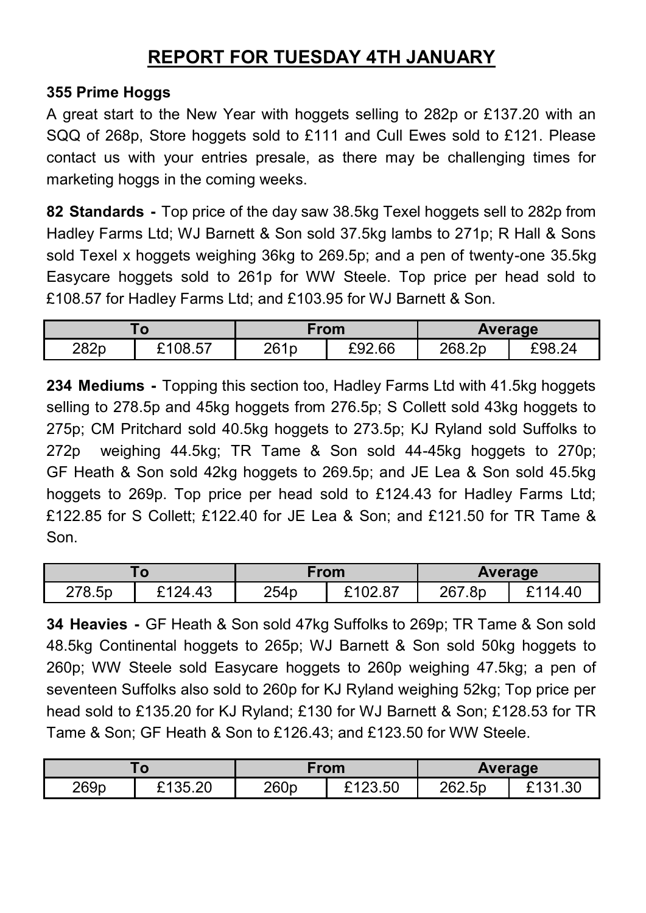# REPORT FOR TUESDAY 4TH JANUARY

**355 Prime Hoggs**

A great start to the New Year with hoggets selling to 282p or £137.20 with an SQQ of 268p, Store hoggets sold to £111 and Cull Ewes sold to £121. Please contact us with your entries presale, as there may be challenging times for marketing hoggs in the coming weeks.

**82 Standards -** Top price of the day saw 38.5kg Texel hoggets sell to 282p from Hadley Farms Ltd; WJ Barnett & Son sold 37.5kg lambs to 271p; R Hall & Sons sold Texel x hoggets weighing 36kg to 269.5p; and a pen of twenty-one 35.5kg Easycare hoggets sold to 261p for WW Steele. Top price per head sold to £108.57 for Hadley Farms Ltd; and £103.95 for WJ Barnett & Son.

| To | | From | | Average | |
|---|---|---|---|---|---|
| 282p | £108.57 | 261p | £92.66 | 268.2p | £98.24 |

**234 Mediums -** Topping this section too, Hadley Farms Ltd with 41.5kg hoggets selling to 278.5p and 45kg hoggets from 276.5p; S Collett sold 43kg hoggets to 275p; CM Pritchard sold 40.5kg hoggets to 273.5p; KJ Ryland sold Suffolks to 272p weighing 44.5kg; TR Tame & Son sold 44-45kg hoggets to 270p; GF Heath & Son sold 42kg hoggets to 269.5p; and JE Lea & Son sold 45.5kg hoggets to 269p. Top price per head sold to £124.43 for Hadley Farms Ltd; £122.85 for S Collett; £122.40 for JE Lea & Son; and £121.50 for TR Tame & Son.

| To | | From | | Average | |
|---|---|---|---|---|---|
| 278.5p | £124.43 | 254p | £102.87 | 267.8p | £114.40 |

**34 Heavies -** GF Heath & Son sold 47kg Suffolks to 269p; TR Tame & Son sold 48.5kg Continental hoggets to 265p; WJ Barnett & Son sold 50kg hoggets to 260p; WW Steele sold Easycare hoggets to 260p weighing 47.5kg; a pen of seventeen Suffolks also sold to 260p for KJ Ryland weighing 52kg; Top price per head sold to £135.20 for KJ Ryland; £130 for WJ Barnett & Son; £128.53 for TR Tame & Son; GF Heath & Son to £126.43; and £123.50 for WW Steele.

| To | | From | | Average | |
|---|---|---|---|---|---|
| 269p | £135.20 | 260p | £123.50 | 262.5p | £131.30 |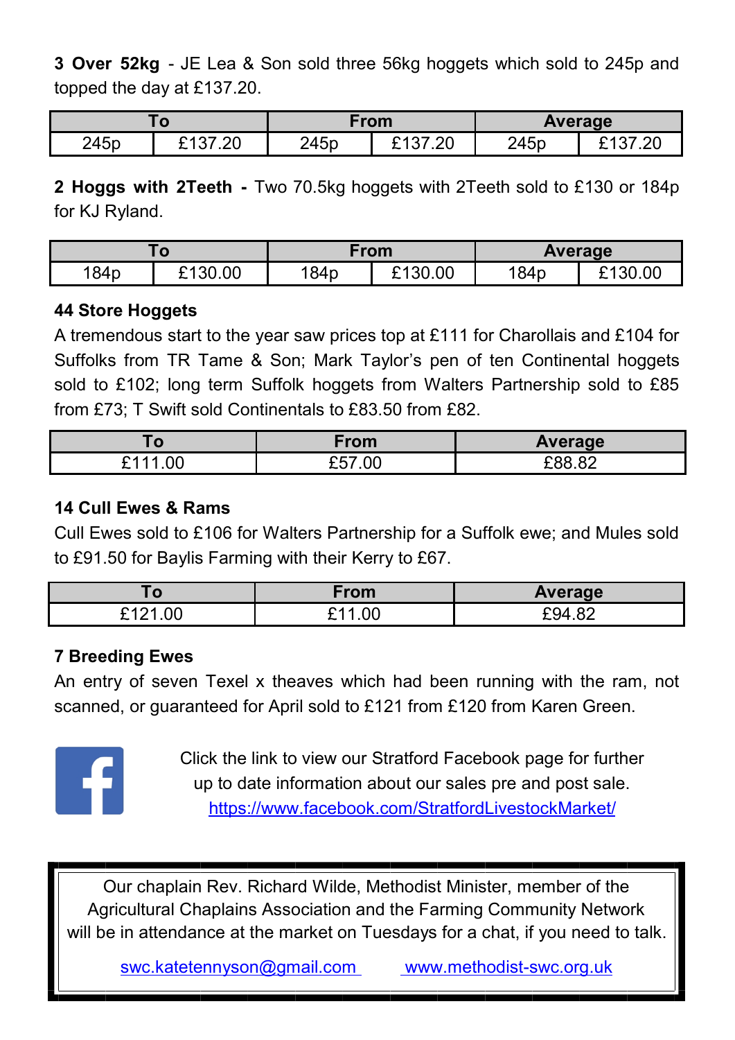**3 Over 52kg** - JE Lea & Son sold three 56kg hoggets which sold to 245p and topped the day at £137.20.

| To | | From | | Average | |
|---|---|---|---|---|---|
| 245p | £137.20 | 245p | £137.20 | 245p | £137.20 |

**2 Hoggs with 2Teeth -** Two 70.5kg hoggets with 2Teeth sold to £130 or 184p for KJ Ryland.

| To | | From | | Average | |
|---|---|---|---|---|---|
| 184p | £130.00 | 184p | £130.00 | 184p | £130.00 |

**44 Store Hoggets**

A tremendous start to the year saw prices top at £111 for Charollais and £104 for Suffolks from TR Tame & Son; Mark Taylor's pen of ten Continental hoggets sold to £102; long term Suffolk hoggets from Walters Partnership sold to £85 from £73; T Swift sold Continentals to £83.50 from £82.

| To | From | Average |
|---|---|---|
| £111.00 | £57.00 | £88.82 |

**14 Cull Ewes & Rams**

Cull Ewes sold to £106 for Walters Partnership for a Suffolk ewe; and Mules sold to £91.50 for Baylis Farming with their Kerry to £67.

| To | From | Average |
|---|---|---|
| £121.00 | £11.00 | £94.82 |

**7 Breeding Ewes**

An entry of seven Texel x theaves which had been running with the ram, not scanned, or guaranteed for April sold to £121 from £120 from Karen Green.

Click the link to view our Stratford Facebook page for further up to date information about our sales pre and post sale.
https://www.facebook.com/StratfordLivestockMarket/

Our chaplain Rev. Richard Wilde, Methodist Minister, member of the Agricultural Chaplains Association and the Farming Community Network will be in attendance at the market on Tuesdays for a chat, if you need to talk.

swc.katetennyson@gmail.com www.methodist-swc.org.uk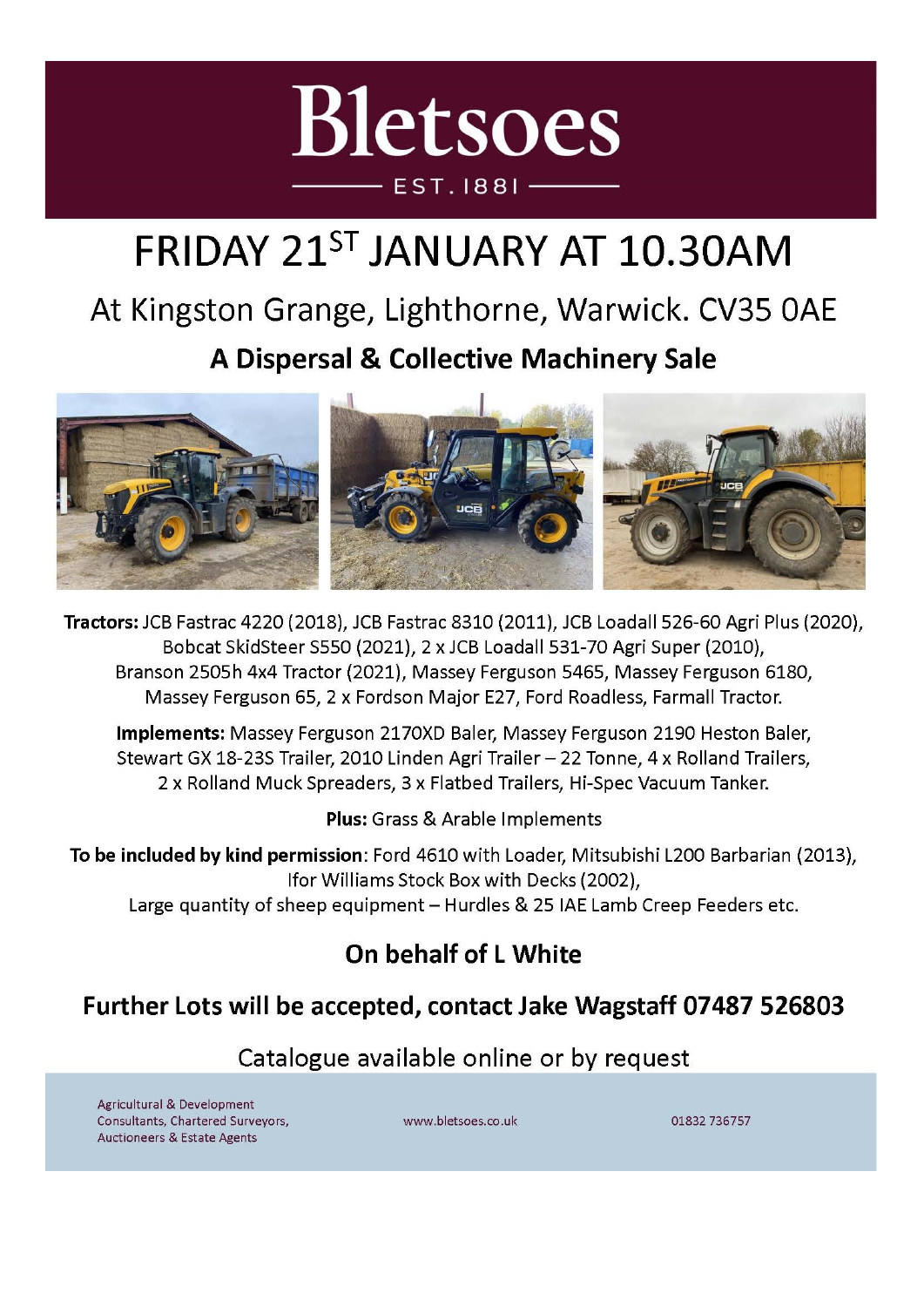# Bletsoes

EST. 1881

## FRIDAY 21ST JANUARY AT 10.30AM

### At Kingston Grange, Lighthorne, Warwick. CV35 0AE

### A Dispersal & Collective Machinery Sale

**Tractors:** JCB Fastrac 4220 (2018), JCB Fastrac 8310 (2011), JCB Loadall 526-60 Agri Plus (2020), Bobcat SkidSteer S550 (2021), 2 x JCB Loadall 531-70 Agri Super (2010), Branson 2505h 4x4 Tractor (2021), Massey Ferguson 5465, Massey Ferguson 6180, Massey Ferguson 65, 2 x Fordson Major E27, Ford Roadless, Farmall Tractor.

**Implements:** Massey Ferguson 2170XD Baler, Massey Ferguson 2190 Heston Baler, Stewart GX 18-23S Trailer, 2010 Linden Agri Trailer – 22 Tonne, 4 x Rolland Trailers, 2 x Rolland Muck Spreaders, 3 x Flatbed Trailers, Hi-Spec Vacuum Tanker.

**Plus:** Grass & Arable Implements

**To be included by kind permission**: Ford 4610 with Loader, Mitsubishi L200 Barbarian (2013), Ifor Williams Stock Box with Decks (2002), Large quantity of sheep equipment – Hurdles & 25 IAE Lamb Creep Feeders etc.

**On behalf of L White**

**Further Lots will be accepted, contact Jake Wagstaff 07487 526803**

Catalogue available online or by request

Agricultural & Development Consultants, Chartered Surveyors, Auctioneers & Estate Agents

www.bletsoes.co.uk

01832 736757